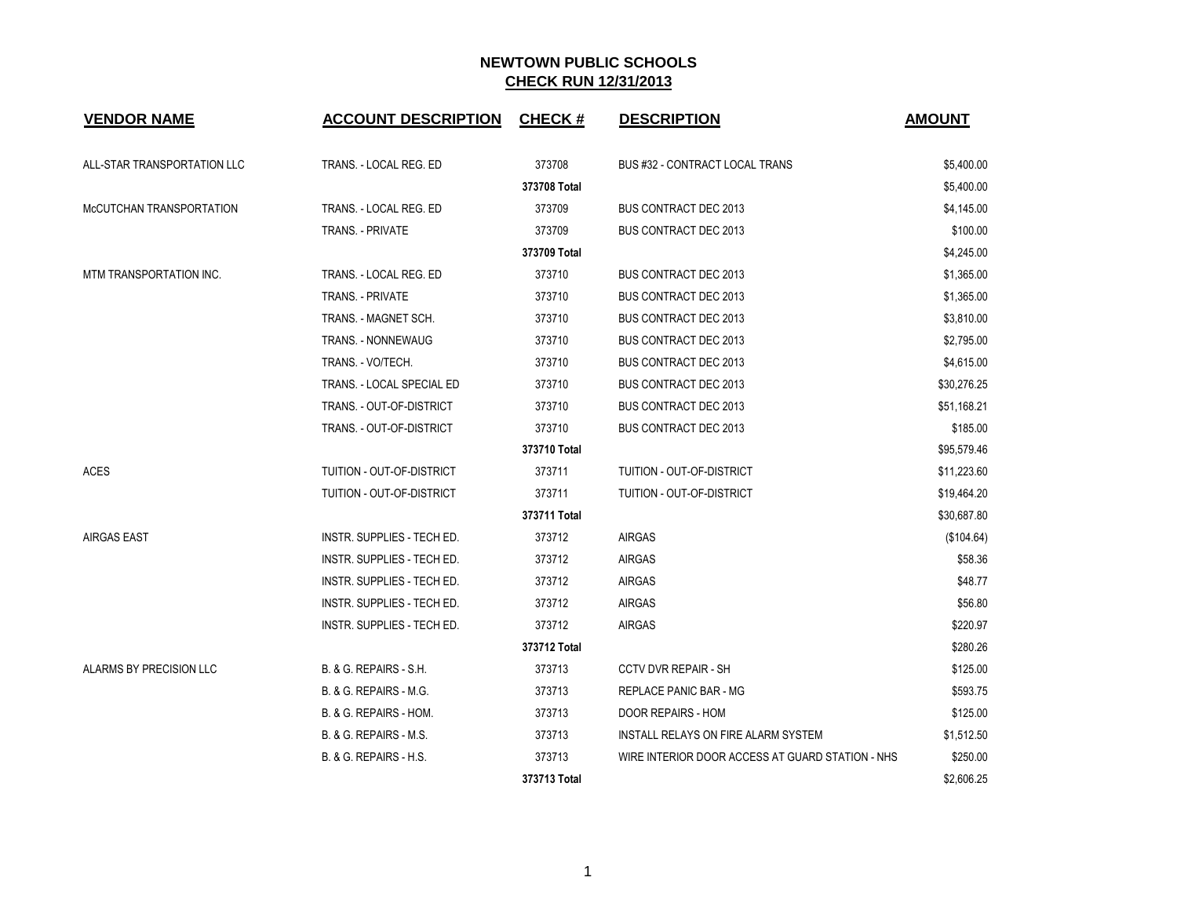# NEWTOWN PUBLIC SCHOOLS
## CHECK RUN 12/31/2013

| VENDOR NAME | ACCOUNT DESCRIPTION | CHECK # | DESCRIPTION | AMOUNT |
|---|---|---|---|---|
| ALL-STAR TRANSPORTATION LLC | TRANS. - LOCAL REG. ED | 373708 | BUS #32 - CONTRACT LOCAL TRANS | $5,400.00 |
| | | **373708 Total** | | $5,400.00 |
| McCUTCHAN TRANSPORTATION | TRANS. - LOCAL REG. ED | 373709 | BUS CONTRACT DEC 2013 | $4,145.00 |
| | TRANS. - PRIVATE | 373709 | BUS CONTRACT DEC 2013 | $100.00 |
| | | **373709 Total** | | $4,245.00 |
| MTM TRANSPORTATION INC. | TRANS. - LOCAL REG. ED | 373710 | BUS CONTRACT DEC 2013 | $1,365.00 |
| | TRANS. - PRIVATE | 373710 | BUS CONTRACT DEC 2013 | $1,365.00 |
| | TRANS. - MAGNET SCH. | 373710 | BUS CONTRACT DEC 2013 | $3,810.00 |
| | TRANS. - NONNEWAUG | 373710 | BUS CONTRACT DEC 2013 | $2,795.00 |
| | TRANS. - VO/TECH. | 373710 | BUS CONTRACT DEC 2013 | $4,615.00 |
| | TRANS. - LOCAL SPECIAL ED | 373710 | BUS CONTRACT DEC 2013 | $30,276.25 |
| | TRANS. - OUT-OF-DISTRICT | 373710 | BUS CONTRACT DEC 2013 | $51,168.21 |
| | TRANS. - OUT-OF-DISTRICT | 373710 | BUS CONTRACT DEC 2013 | $185.00 |
| | | **373710 Total** | | $95,579.46 |
| ACES | TUITION - OUT-OF-DISTRICT | 373711 | TUITION - OUT-OF-DISTRICT | $11,223.60 |
| | TUITION - OUT-OF-DISTRICT | 373711 | TUITION - OUT-OF-DISTRICT | $19,464.20 |
| | | **373711 Total** | | $30,687.80 |
| AIRGAS EAST | INSTR. SUPPLIES - TECH ED. | 373712 | AIRGAS | ($104.64) |
| | INSTR. SUPPLIES - TECH ED. | 373712 | AIRGAS | $58.36 |
| | INSTR. SUPPLIES - TECH ED. | 373712 | AIRGAS | $48.77 |
| | INSTR. SUPPLIES - TECH ED. | 373712 | AIRGAS | $56.80 |
| | INSTR. SUPPLIES - TECH ED. | 373712 | AIRGAS | $220.97 |
| | | **373712 Total** | | $280.26 |
| ALARMS BY PRECISION LLC | B. & G. REPAIRS - S.H. | 373713 | CCTV DVR REPAIR - SH | $125.00 |
| | B. & G. REPAIRS - M.G. | 373713 | REPLACE PANIC BAR - MG | $593.75 |
| | B. & G. REPAIRS - HOM. | 373713 | DOOR REPAIRS - HOM | $125.00 |
| | B. & G. REPAIRS - M.S. | 373713 | INSTALL RELAYS ON FIRE ALARM SYSTEM | $1,512.50 |
| | B. & G. REPAIRS - H.S. | 373713 | WIRE INTERIOR DOOR ACCESS AT GUARD STATION - NHS | $250.00 |
| | | **373713 Total** | | $2,606.25 |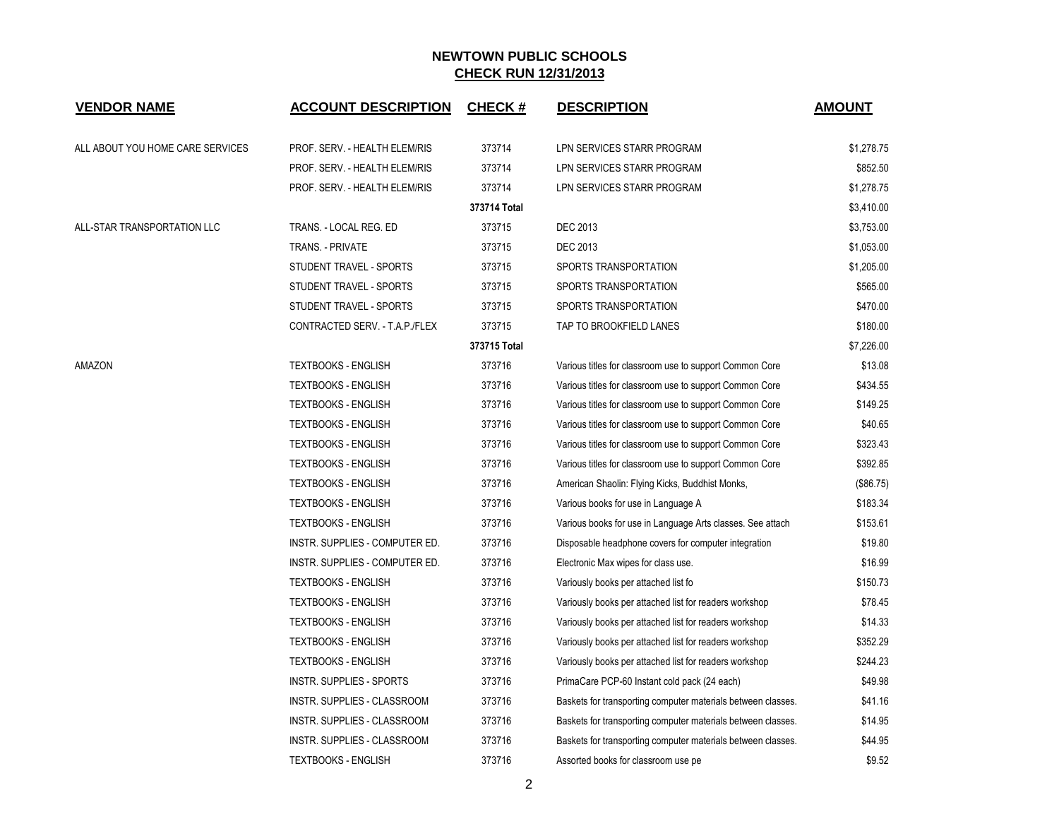# NEWTOWN PUBLIC SCHOOLS

## CHECK RUN 12/31/2013

| VENDOR NAME | ACCOUNT DESCRIPTION | CHECK # | DESCRIPTION | AMOUNT |
|---|---|---|---|---|
| ALL ABOUT YOU HOME CARE SERVICES | PROF. SERV. - HEALTH ELEM/RIS | 373714 | LPN SERVICES STARR PROGRAM | $1,278.75 |
| | PROF. SERV. - HEALTH ELEM/RIS | 373714 | LPN SERVICES STARR PROGRAM | $852.50 |
| | PROF. SERV. - HEALTH ELEM/RIS | 373714 | LPN SERVICES STARR PROGRAM | $1,278.75 |
| | | **373714 Total** | | $3,410.00 |
| ALL-STAR TRANSPORTATION LLC | TRANS. - LOCAL REG. ED | 373715 | DEC 2013 | $3,753.00 |
| | TRANS. - PRIVATE | 373715 | DEC 2013 | $1,053.00 |
| | STUDENT TRAVEL - SPORTS | 373715 | SPORTS TRANSPORTATION | $1,205.00 |
| | STUDENT TRAVEL - SPORTS | 373715 | SPORTS TRANSPORTATION | $565.00 |
| | STUDENT TRAVEL - SPORTS | 373715 | SPORTS TRANSPORTATION | $470.00 |
| | CONTRACTED SERV. - T.A.P./FLEX | 373715 | TAP TO BROOKFIELD LANES | $180.00 |
| | | **373715 Total** | | $7,226.00 |
| AMAZON | TEXTBOOKS - ENGLISH | 373716 | Various titles for classroom use to support Common Core | $13.08 |
| | TEXTBOOKS - ENGLISH | 373716 | Various titles for classroom use to support Common Core | $434.55 |
| | TEXTBOOKS - ENGLISH | 373716 | Various titles for classroom use to support Common Core | $149.25 |
| | TEXTBOOKS - ENGLISH | 373716 | Various titles for classroom use to support Common Core | $40.65 |
| | TEXTBOOKS - ENGLISH | 373716 | Various titles for classroom use to support Common Core | $323.43 |
| | TEXTBOOKS - ENGLISH | 373716 | Various titles for classroom use to support Common Core | $392.85 |
| | TEXTBOOKS - ENGLISH | 373716 | American Shaolin: Flying Kicks, Buddhist Monks, | ($86.75) |
| | TEXTBOOKS - ENGLISH | 373716 | Various books for use in Language A | $183.34 |
| | TEXTBOOKS - ENGLISH | 373716 | Various books for use in Language Arts classes. See attach | $153.61 |
| | INSTR. SUPPLIES - COMPUTER ED. | 373716 | Disposable headphone covers for computer integration | $19.80 |
| | INSTR. SUPPLIES - COMPUTER ED. | 373716 | Electronic Max wipes for class use. | $16.99 |
| | TEXTBOOKS - ENGLISH | 373716 | Variously books per attached list fo | $150.73 |
| | TEXTBOOKS - ENGLISH | 373716 | Variously books per attached list for readers workshop | $78.45 |
| | TEXTBOOKS - ENGLISH | 373716 | Variously books per attached list for readers workshop | $14.33 |
| | TEXTBOOKS - ENGLISH | 373716 | Variously books per attached list for readers workshop | $352.29 |
| | TEXTBOOKS - ENGLISH | 373716 | Variously books per attached list for readers workshop | $244.23 |
| | INSTR. SUPPLIES - SPORTS | 373716 | PrimaCare PCP-60 Instant cold pack (24 each) | $49.98 |
| | INSTR. SUPPLIES - CLASSROOM | 373716 | Baskets for transporting computer materials between classes. | $41.16 |
| | INSTR. SUPPLIES - CLASSROOM | 373716 | Baskets for transporting computer materials between classes. | $14.95 |
| | INSTR. SUPPLIES - CLASSROOM | 373716 | Baskets for transporting computer materials between classes. | $44.95 |
| | TEXTBOOKS - ENGLISH | 373716 | Assorted books for classroom use pe | $9.52 |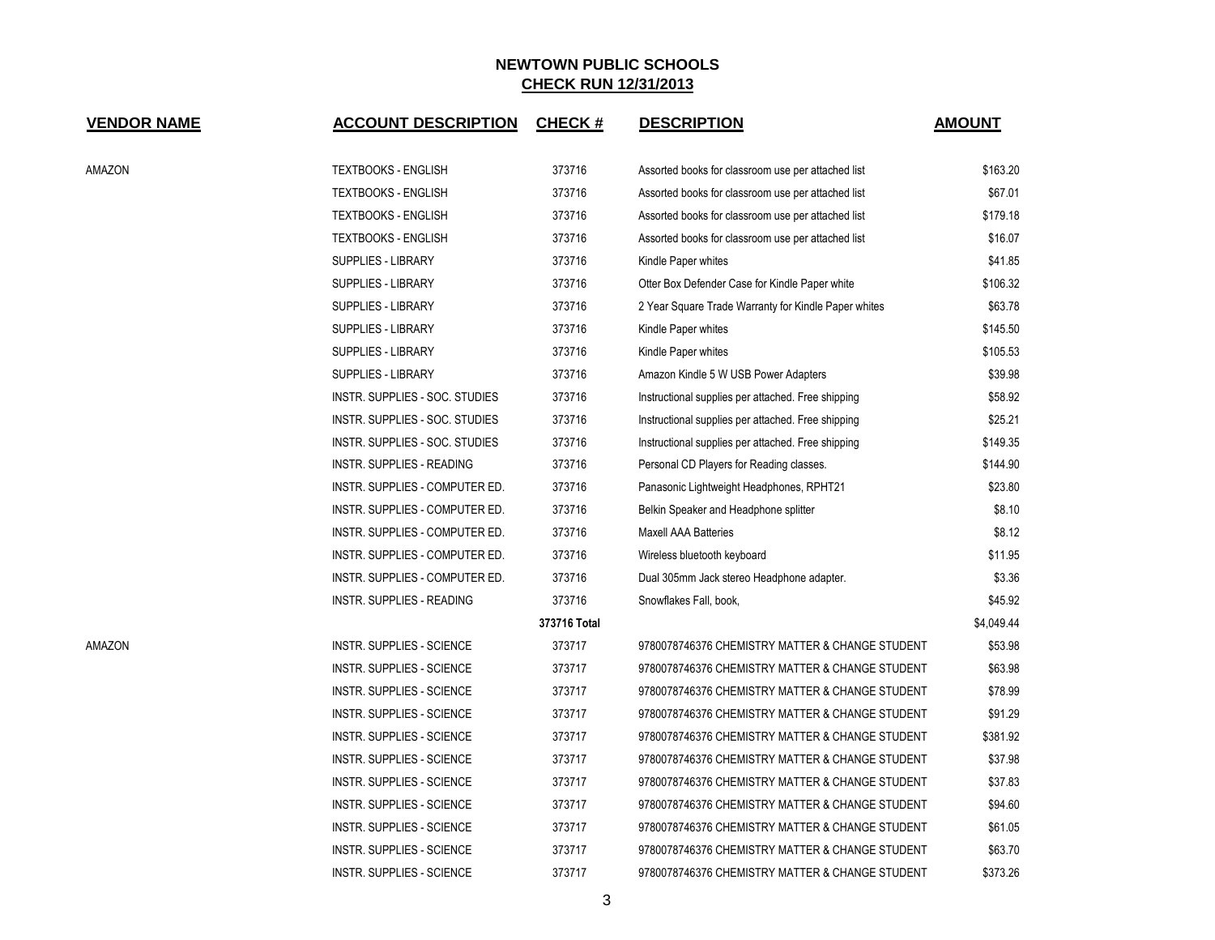# NEWTOWN PUBLIC SCHOOLS
## CHECK RUN 12/31/2013

| VENDOR NAME | ACCOUNT DESCRIPTION | CHECK # | DESCRIPTION | AMOUNT |
|---|---|---|---|---|
| AMAZON | TEXTBOOKS - ENGLISH | 373716 | Assorted books for classroom use per attached list | $163.20 |
| | TEXTBOOKS - ENGLISH | 373716 | Assorted books for classroom use per attached list | $67.01 |
| | TEXTBOOKS - ENGLISH | 373716 | Assorted books for classroom use per attached list | $179.18 |
| | TEXTBOOKS - ENGLISH | 373716 | Assorted books for classroom use per attached list | $16.07 |
| | SUPPLIES - LIBRARY | 373716 | Kindle Paper whites | $41.85 |
| | SUPPLIES - LIBRARY | 373716 | Otter Box Defender Case for Kindle Paper white | $106.32 |
| | SUPPLIES - LIBRARY | 373716 | 2 Year Square Trade Warranty for Kindle Paper whites | $63.78 |
| | SUPPLIES - LIBRARY | 373716 | Kindle Paper whites | $145.50 |
| | SUPPLIES - LIBRARY | 373716 | Kindle Paper whites | $105.53 |
| | SUPPLIES - LIBRARY | 373716 | Amazon Kindle 5 W USB Power Adapters | $39.98 |
| | INSTR. SUPPLIES - SOC. STUDIES | 373716 | Instructional supplies per attached. Free shipping | $58.92 |
| | INSTR. SUPPLIES - SOC. STUDIES | 373716 | Instructional supplies per attached. Free shipping | $25.21 |
| | INSTR. SUPPLIES - SOC. STUDIES | 373716 | Instructional supplies per attached. Free shipping | $149.35 |
| | INSTR. SUPPLIES - READING | 373716 | Personal CD Players for Reading classes. | $144.90 |
| | INSTR. SUPPLIES - COMPUTER ED. | 373716 | Panasonic Lightweight Headphones, RPHT21 | $23.80 |
| | INSTR. SUPPLIES - COMPUTER ED. | 373716 | Belkin Speaker and Headphone splitter | $8.10 |
| | INSTR. SUPPLIES - COMPUTER ED. | 373716 | Maxell AAA Batteries | $8.12 |
| | INSTR. SUPPLIES - COMPUTER ED. | 373716 | Wireless bluetooth keyboard | $11.95 |
| | INSTR. SUPPLIES - COMPUTER ED. | 373716 | Dual 305mm Jack stereo Headphone adapter. | $3.36 |
| | INSTR. SUPPLIES - READING | 373716 | Snowflakes Fall, book, | $45.92 |
| | | 373716 Total | | $4,049.44 |
| AMAZON | INSTR. SUPPLIES - SCIENCE | 373717 | 9780078746376 CHEMISTRY MATTER & CHANGE STUDENT | $53.98 |
| | INSTR. SUPPLIES - SCIENCE | 373717 | 9780078746376 CHEMISTRY MATTER & CHANGE STUDENT | $63.98 |
| | INSTR. SUPPLIES - SCIENCE | 373717 | 9780078746376 CHEMISTRY MATTER & CHANGE STUDENT | $78.99 |
| | INSTR. SUPPLIES - SCIENCE | 373717 | 9780078746376 CHEMISTRY MATTER & CHANGE STUDENT | $91.29 |
| | INSTR. SUPPLIES - SCIENCE | 373717 | 9780078746376 CHEMISTRY MATTER & CHANGE STUDENT | $381.92 |
| | INSTR. SUPPLIES - SCIENCE | 373717 | 9780078746376 CHEMISTRY MATTER & CHANGE STUDENT | $37.98 |
| | INSTR. SUPPLIES - SCIENCE | 373717 | 9780078746376 CHEMISTRY MATTER & CHANGE STUDENT | $37.83 |
| | INSTR. SUPPLIES - SCIENCE | 373717 | 9780078746376 CHEMISTRY MATTER & CHANGE STUDENT | $94.60 |
| | INSTR. SUPPLIES - SCIENCE | 373717 | 9780078746376 CHEMISTRY MATTER & CHANGE STUDENT | $61.05 |
| | INSTR. SUPPLIES - SCIENCE | 373717 | 9780078746376 CHEMISTRY MATTER & CHANGE STUDENT | $63.70 |
| | INSTR. SUPPLIES - SCIENCE | 373717 | 9780078746376 CHEMISTRY MATTER & CHANGE STUDENT | $373.26 |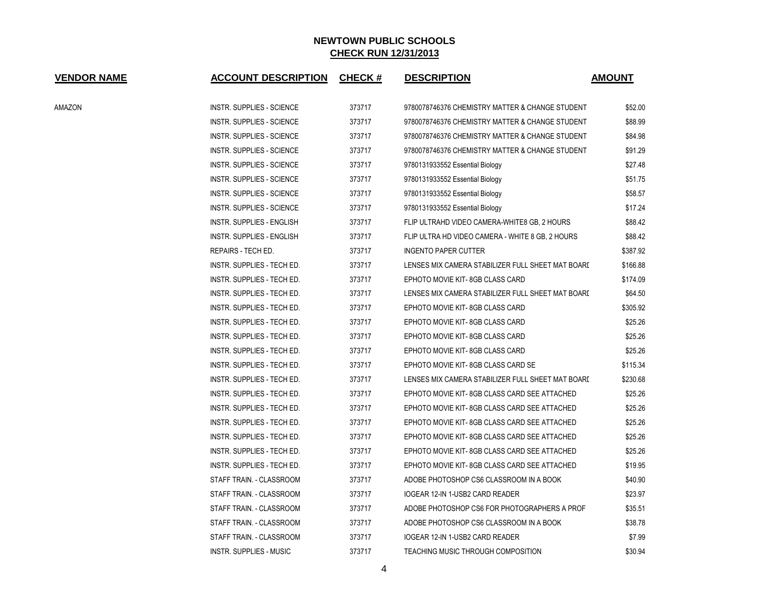# NEWTOWN PUBLIC SCHOOLS

## CHECK RUN 12/31/2013

| VENDOR NAME | ACCOUNT DESCRIPTION | CHECK # | DESCRIPTION | AMOUNT |
|---|---|---|---|---|
| AMAZON | INSTR. SUPPLIES - SCIENCE | 373717 | 9780078746376 CHEMISTRY MATTER & CHANGE STUDENT | $52.00 |
| | INSTR. SUPPLIES - SCIENCE | 373717 | 9780078746376 CHEMISTRY MATTER & CHANGE STUDENT | $88.99 |
| | INSTR. SUPPLIES - SCIENCE | 373717 | 9780078746376 CHEMISTRY MATTER & CHANGE STUDENT | $84.98 |
| | INSTR. SUPPLIES - SCIENCE | 373717 | 9780078746376 CHEMISTRY MATTER & CHANGE STUDENT | $91.29 |
| | INSTR. SUPPLIES - SCIENCE | 373717 | 9780131933552 Essential Biology | $27.48 |
| | INSTR. SUPPLIES - SCIENCE | 373717 | 9780131933552 Essential Biology | $51.75 |
| | INSTR. SUPPLIES - SCIENCE | 373717 | 9780131933552 Essential Biology | $58.57 |
| | INSTR. SUPPLIES - SCIENCE | 373717 | 9780131933552 Essential Biology | $17.24 |
| | INSTR. SUPPLIES - ENGLISH | 373717 | FLIP ULTRAHD VIDEO CAMERA-WHITE8 GB, 2 HOURS | $88.42 |
| | INSTR. SUPPLIES - ENGLISH | 373717 | FLIP ULTRA HD VIDEO CAMERA - WHITE 8 GB, 2 HOURS | $88.42 |
| | REPAIRS - TECH ED. | 373717 | INGENTO PAPER CUTTER | $387.92 |
| | INSTR. SUPPLIES - TECH ED. | 373717 | LENSES MIX CAMERA STABILIZER FULL SHEET MAT BOARD | $166.88 |
| | INSTR. SUPPLIES - TECH ED. | 373717 | EPHOTO MOVIE KIT- 8GB CLASS CARD | $174.09 |
| | INSTR. SUPPLIES - TECH ED. | 373717 | LENSES MIX CAMERA STABILIZER FULL SHEET MAT BOARD | $64.50 |
| | INSTR. SUPPLIES - TECH ED. | 373717 | EPHOTO MOVIE KIT- 8GB CLASS CARD | $305.92 |
| | INSTR. SUPPLIES - TECH ED. | 373717 | EPHOTO MOVIE KIT- 8GB CLASS CARD | $25.26 |
| | INSTR. SUPPLIES - TECH ED. | 373717 | EPHOTO MOVIE KIT- 8GB CLASS CARD | $25.26 |
| | INSTR. SUPPLIES - TECH ED. | 373717 | EPHOTO MOVIE KIT- 8GB CLASS CARD | $25.26 |
| | INSTR. SUPPLIES - TECH ED. | 373717 | EPHOTO MOVIE KIT- 8GB CLASS CARD SE | $115.34 |
| | INSTR. SUPPLIES - TECH ED. | 373717 | LENSES MIX CAMERA STABILIZER FULL SHEET MAT BOARD | $230.68 |
| | INSTR. SUPPLIES - TECH ED. | 373717 | EPHOTO MOVIE KIT- 8GB CLASS CARD SEE ATTACHED | $25.26 |
| | INSTR. SUPPLIES - TECH ED. | 373717 | EPHOTO MOVIE KIT- 8GB CLASS CARD SEE ATTACHED | $25.26 |
| | INSTR. SUPPLIES - TECH ED. | 373717 | EPHOTO MOVIE KIT- 8GB CLASS CARD SEE ATTACHED | $25.26 |
| | INSTR. SUPPLIES - TECH ED. | 373717 | EPHOTO MOVIE KIT- 8GB CLASS CARD SEE ATTACHED | $25.26 |
| | INSTR. SUPPLIES - TECH ED. | 373717 | EPHOTO MOVIE KIT- 8GB CLASS CARD SEE ATTACHED | $25.26 |
| | INSTR. SUPPLIES - TECH ED. | 373717 | EPHOTO MOVIE KIT- 8GB CLASS CARD SEE ATTACHED | $19.95 |
| | STAFF TRAIN. - CLASSROOM | 373717 | ADOBE PHOTOSHOP CS6 CLASSROOM IN A BOOK | $40.90 |
| | STAFF TRAIN. - CLASSROOM | 373717 | IOGEAR 12-IN 1-USB2 CARD READER | $23.97 |
| | STAFF TRAIN. - CLASSROOM | 373717 | ADOBE PHOTOSHOP CS6 FOR PHOTOGRAPHERS A PROF | $35.51 |
| | STAFF TRAIN. - CLASSROOM | 373717 | ADOBE PHOTOSHOP CS6 CLASSROOM IN A BOOK | $38.78 |
| | STAFF TRAIN. - CLASSROOM | 373717 | IOGEAR 12-IN 1-USB2 CARD READER | $7.99 |
| | INSTR. SUPPLIES - MUSIC | 373717 | TEACHING MUSIC THROUGH COMPOSITION | $30.94 |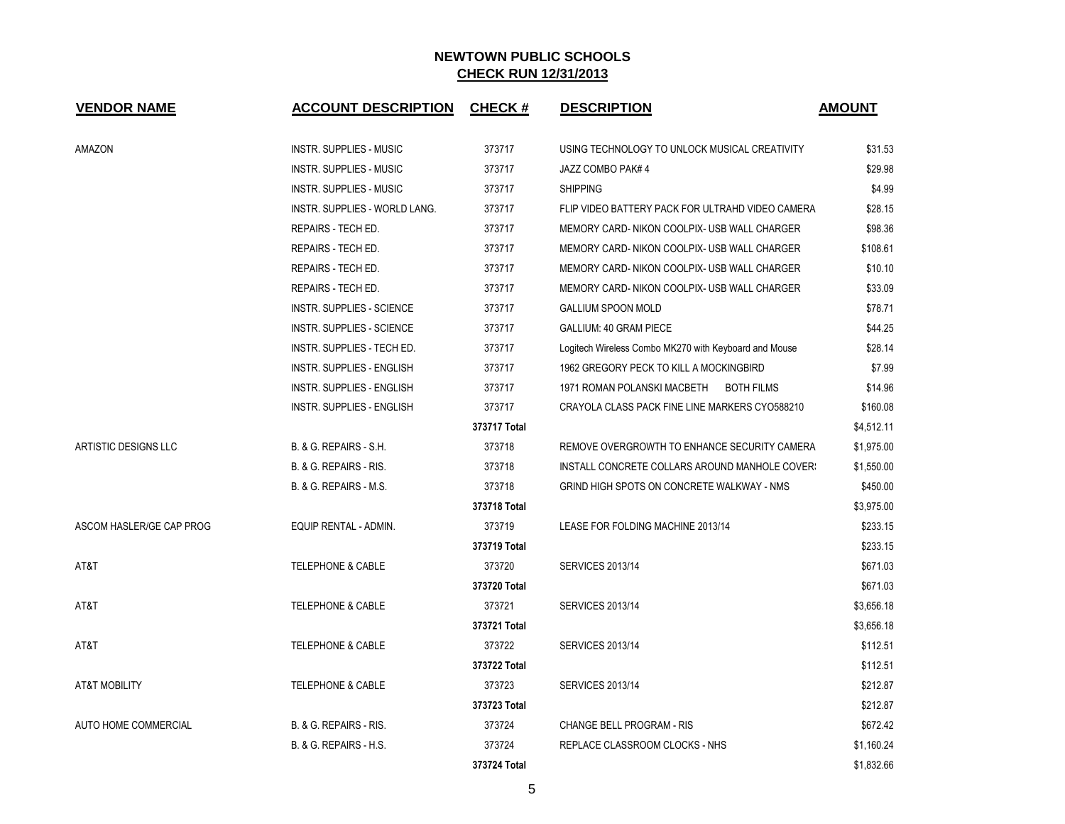# NEWTOWN PUBLIC SCHOOLS

## CHECK RUN 12/31/2013

| VENDOR NAME | ACCOUNT DESCRIPTION | CHECK # | DESCRIPTION | AMOUNT |
|---|---|---|---|---|
| AMAZON | INSTR. SUPPLIES - MUSIC | 373717 | USING TECHNOLOGY TO UNLOCK MUSICAL CREATIVITY | $31.53 |
| | INSTR. SUPPLIES - MUSIC | 373717 | JAZZ COMBO PAK# 4 | $29.98 |
| | INSTR. SUPPLIES - MUSIC | 373717 | SHIPPING | $4.99 |
| | INSTR. SUPPLIES - WORLD LANG. | 373717 | FLIP VIDEO BATTERY PACK FOR ULTRAHD VIDEO CAMERA | $28.15 |
| | REPAIRS - TECH ED. | 373717 | MEMORY CARD- NIKON COOLPIX- USB WALL CHARGER | $98.36 |
| | REPAIRS - TECH ED. | 373717 | MEMORY CARD- NIKON COOLPIX- USB WALL CHARGER | $108.61 |
| | REPAIRS - TECH ED. | 373717 | MEMORY CARD- NIKON COOLPIX- USB WALL CHARGER | $10.10 |
| | REPAIRS - TECH ED. | 373717 | MEMORY CARD- NIKON COOLPIX- USB WALL CHARGER | $33.09 |
| | INSTR. SUPPLIES - SCIENCE | 373717 | GALLIUM SPOON MOLD | $78.71 |
| | INSTR. SUPPLIES - SCIENCE | 373717 | GALLIUM: 40 GRAM PIECE | $44.25 |
| | INSTR. SUPPLIES - TECH ED. | 373717 | Logitech Wireless Combo MK270 with Keyboard and Mouse | $28.14 |
| | INSTR. SUPPLIES - ENGLISH | 373717 | 1962 GREGORY PECK TO KILL A MOCKINGBIRD | $7.99 |
| | INSTR. SUPPLIES - ENGLISH | 373717 | 1971 ROMAN POLANSKI MACBETH BOTH FILMS | $14.96 |
| | INSTR. SUPPLIES - ENGLISH | 373717 | CRAYOLA CLASS PACK FINE LINE MARKERS CYO588210 | $160.08 |
| | | **373717 Total** | | $4,512.11 |
| ARTISTIC DESIGNS LLC | B. & G. REPAIRS - S.H. | 373718 | REMOVE OVERGROWTH TO ENHANCE SECURITY CAMERA | $1,975.00 |
| | B. & G. REPAIRS - RIS. | 373718 | INSTALL CONCRETE COLLARS AROUND MANHOLE COVER! | $1,550.00 |
| | B. & G. REPAIRS - M.S. | 373718 | GRIND HIGH SPOTS ON CONCRETE WALKWAY - NMS | $450.00 |
| | | **373718 Total** | | $3,975.00 |
| ASCOM HASLER/GE CAP PROG | EQUIP RENTAL - ADMIN. | 373719 | LEASE FOR FOLDING MACHINE 2013/14 | $233.15 |
| | | **373719 Total** | | $233.15 |
| AT&T | TELEPHONE & CABLE | 373720 | SERVICES 2013/14 | $671.03 |
| | | **373720 Total** | | $671.03 |
| AT&T | TELEPHONE & CABLE | 373721 | SERVICES 2013/14 | $3,656.18 |
| | | **373721 Total** | | $3,656.18 |
| AT&T | TELEPHONE & CABLE | 373722 | SERVICES 2013/14 | $112.51 |
| | | **373722 Total** | | $112.51 |
| AT&T MOBILITY | TELEPHONE & CABLE | 373723 | SERVICES 2013/14 | $212.87 |
| | | **373723 Total** | | $212.87 |
| AUTO HOME COMMERCIAL | B. & G. REPAIRS - RIS. | 373724 | CHANGE BELL PROGRAM - RIS | $672.42 |
| | B. & G. REPAIRS - H.S. | 373724 | REPLACE CLASSROOM CLOCKS - NHS | $1,160.24 |
| | | **373724 Total** | | $1,832.66 |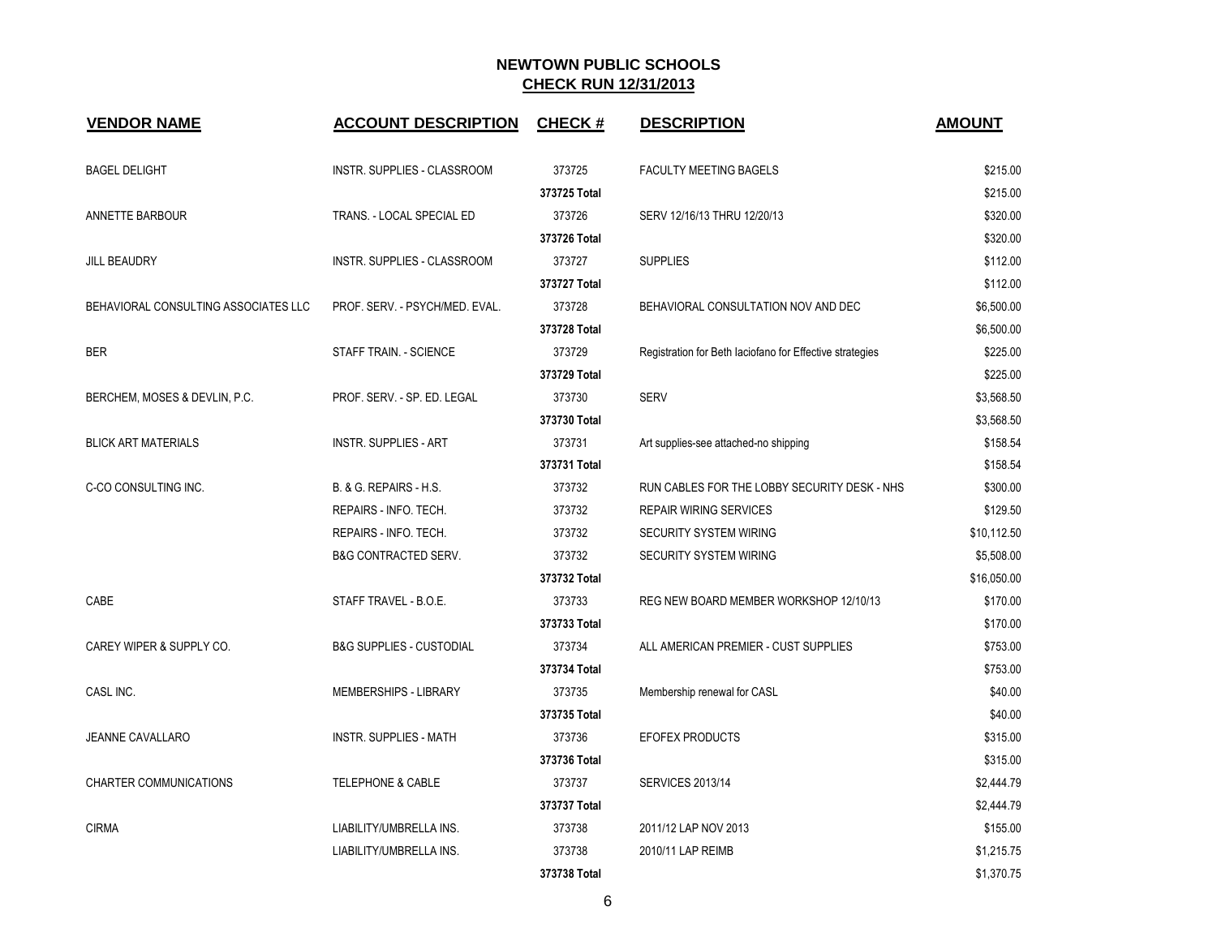# NEWTOWN PUBLIC SCHOOLS
## CHECK RUN 12/31/2013

| VENDOR NAME | ACCOUNT DESCRIPTION | CHECK # | DESCRIPTION | AMOUNT |
|---|---|---|---|---|
| BAGEL DELIGHT | INSTR. SUPPLIES - CLASSROOM | 373725 | FACULTY MEETING BAGELS | $215.00 |
| | | **373725 Total** | | $215.00 |
| ANNETTE BARBOUR | TRANS. - LOCAL SPECIAL ED | 373726 | SERV 12/16/13 THRU 12/20/13 | $320.00 |
| | | **373726 Total** | | $320.00 |
| JILL BEAUDRY | INSTR. SUPPLIES - CLASSROOM | 373727 | SUPPLIES | $112.00 |
| | | **373727 Total** | | $112.00 |
| BEHAVIORAL CONSULTING ASSOCIATES LLC | PROF. SERV. - PSYCH/MED. EVAL. | 373728 | BEHAVIORAL CONSULTATION NOV AND DEC | $6,500.00 |
| | | **373728 Total** | | $6,500.00 |
| BER | STAFF TRAIN. - SCIENCE | 373729 | Registration for Beth Iaciofano for Effective strategies | $225.00 |
| | | **373729 Total** | | $225.00 |
| BERCHEM, MOSES & DEVLIN, P.C. | PROF. SERV. - SP. ED. LEGAL | 373730 | SERV | $3,568.50 |
| | | **373730 Total** | | $3,568.50 |
| BLICK ART MATERIALS | INSTR. SUPPLIES - ART | 373731 | Art supplies-see attached-no shipping | $158.54 |
| | | **373731 Total** | | $158.54 |
| C-CO CONSULTING INC. | B. & G. REPAIRS - H.S. | 373732 | RUN CABLES FOR THE LOBBY SECURITY DESK - NHS | $300.00 |
| | REPAIRS - INFO. TECH. | 373732 | REPAIR WIRING SERVICES | $129.50 |
| | REPAIRS - INFO. TECH. | 373732 | SECURITY SYSTEM WIRING | $10,112.50 |
| | B&G CONTRACTED SERV. | 373732 | SECURITY SYSTEM WIRING | $5,508.00 |
| | | **373732 Total** | | $16,050.00 |
| CABE | STAFF TRAVEL - B.O.E. | 373733 | REG NEW BOARD MEMBER WORKSHOP 12/10/13 | $170.00 |
| | | **373733 Total** | | $170.00 |
| CAREY WIPER & SUPPLY CO. | B&G SUPPLIES - CUSTODIAL | 373734 | ALL AMERICAN PREMIER - CUST SUPPLIES | $753.00 |
| | | **373734 Total** | | $753.00 |
| CASL INC. | MEMBERSHIPS - LIBRARY | 373735 | Membership renewal for CASL | $40.00 |
| | | **373735 Total** | | $40.00 |
| JEANNE CAVALLARO | INSTR. SUPPLIES - MATH | 373736 | EFOFEX PRODUCTS | $315.00 |
| | | **373736 Total** | | $315.00 |
| CHARTER COMMUNICATIONS | TELEPHONE & CABLE | 373737 | SERVICES 2013/14 | $2,444.79 |
| | | **373737 Total** | | $2,444.79 |
| CIRMA | LIABILITY/UMBRELLA INS. | 373738 | 2011/12 LAP NOV 2013 | $155.00 |
| | LIABILITY/UMBRELLA INS. | 373738 | 2010/11 LAP REIMB | $1,215.75 |
| | | **373738 Total** | | $1,370.75 |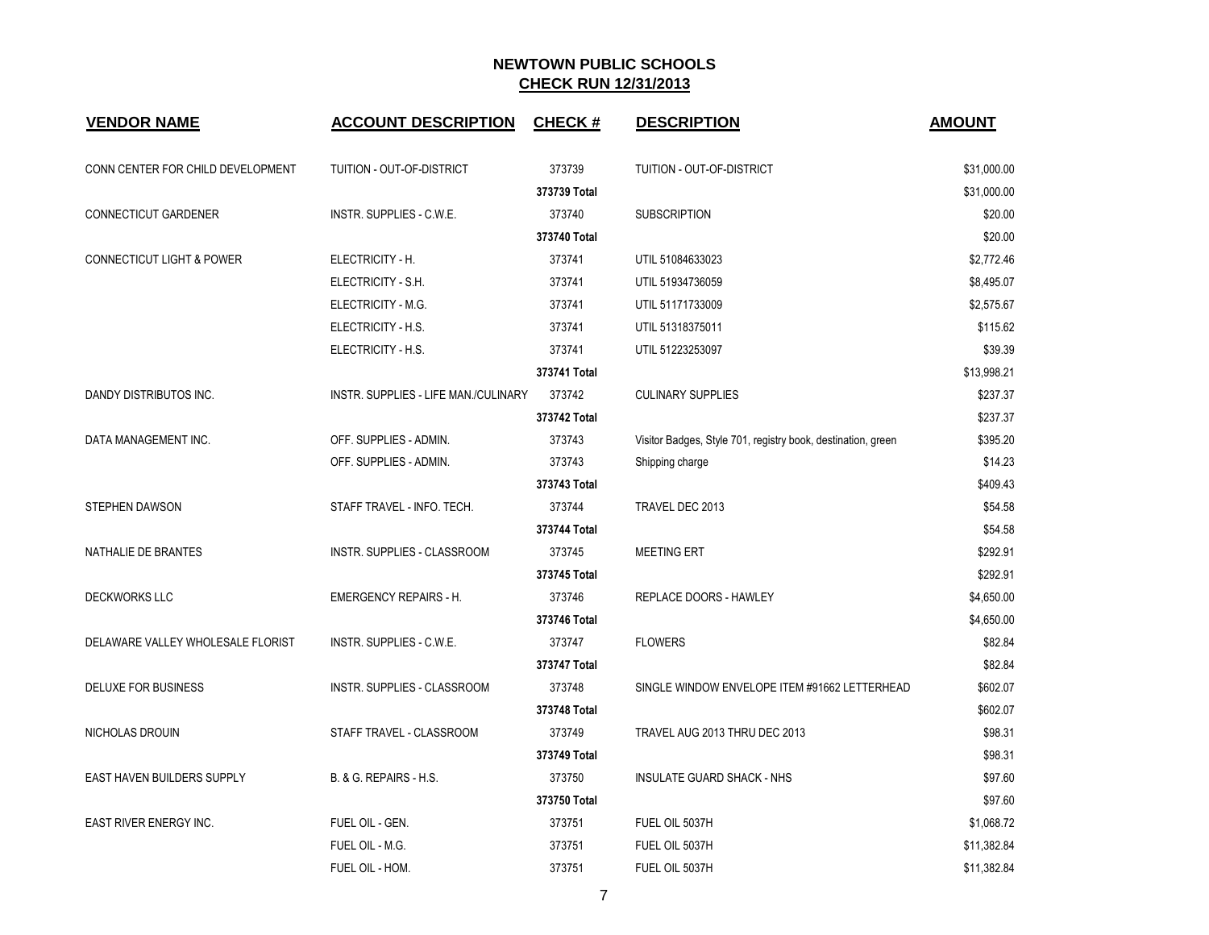# NEWTOWN PUBLIC SCHOOLS

## CHECK RUN 12/31/2013

| VENDOR NAME | ACCOUNT DESCRIPTION | CHECK # | DESCRIPTION | AMOUNT |
|---|---|---|---|---|
| CONN CENTER FOR CHILD DEVELOPMENT | TUITION - OUT-OF-DISTRICT | 373739 | TUITION - OUT-OF-DISTRICT | $31,000.00 |
| | | **373739 Total** | | $31,000.00 |
| CONNECTICUT GARDENER | INSTR. SUPPLIES - C.W.E. | 373740 | SUBSCRIPTION | $20.00 |
| | | **373740 Total** | | $20.00 |
| CONNECTICUT LIGHT & POWER | ELECTRICITY - H. | 373741 | UTIL 51084633023 | $2,772.46 |
| | ELECTRICITY - S.H. | 373741 | UTIL 51934736059 | $8,495.07 |
| | ELECTRICITY - M.G. | 373741 | UTIL 51171733009 | $2,575.67 |
| | ELECTRICITY - H.S. | 373741 | UTIL 51318375011 | $115.62 |
| | ELECTRICITY - H.S. | 373741 | UTIL 51223253097 | $39.39 |
| | | **373741 Total** | | $13,998.21 |
| DANDY DISTRIBUTOS INC. | INSTR. SUPPLIES - LIFE MAN./CULINARY | 373742 | CULINARY SUPPLIES | $237.37 |
| | | **373742 Total** | | $237.37 |
| DATA MANAGEMENT INC. | OFF. SUPPLIES - ADMIN. | 373743 | Visitor Badges, Style 701, registry book, destination, green | $395.20 |
| | OFF. SUPPLIES - ADMIN. | 373743 | Shipping charge | $14.23 |
| | | **373743 Total** | | $409.43 |
| STEPHEN DAWSON | STAFF TRAVEL - INFO. TECH. | 373744 | TRAVEL DEC 2013 | $54.58 |
| | | **373744 Total** | | $54.58 |
| NATHALIE DE BRANTES | INSTR. SUPPLIES - CLASSROOM | 373745 | MEETING ERT | $292.91 |
| | | **373745 Total** | | $292.91 |
| DECKWORKS LLC | EMERGENCY REPAIRS - H. | 373746 | REPLACE DOORS - HAWLEY | $4,650.00 |
| | | **373746 Total** | | $4,650.00 |
| DELAWARE VALLEY WHOLESALE FLORIST | INSTR. SUPPLIES - C.W.E. | 373747 | FLOWERS | $82.84 |
| | | **373747 Total** | | $82.84 |
| DELUXE FOR BUSINESS | INSTR. SUPPLIES - CLASSROOM | 373748 | SINGLE WINDOW ENVELOPE ITEM #91662 LETTERHEAD | $602.07 |
| | | **373748 Total** | | $602.07 |
| NICHOLAS DROUIN | STAFF TRAVEL - CLASSROOM | 373749 | TRAVEL AUG 2013 THRU DEC 2013 | $98.31 |
| | | **373749 Total** | | $98.31 |
| EAST HAVEN BUILDERS SUPPLY | B. & G. REPAIRS - H.S. | 373750 | INSULATE GUARD SHACK - NHS | $97.60 |
| | | **373750 Total** | | $97.60 |
| EAST RIVER ENERGY INC. | FUEL OIL - GEN. | 373751 | FUEL OIL 5037H | $1,068.72 |
| | FUEL OIL - M.G. | 373751 | FUEL OIL 5037H | $11,382.84 |
| | FUEL OIL - HOM. | 373751 | FUEL OIL 5037H | $11,382.84 |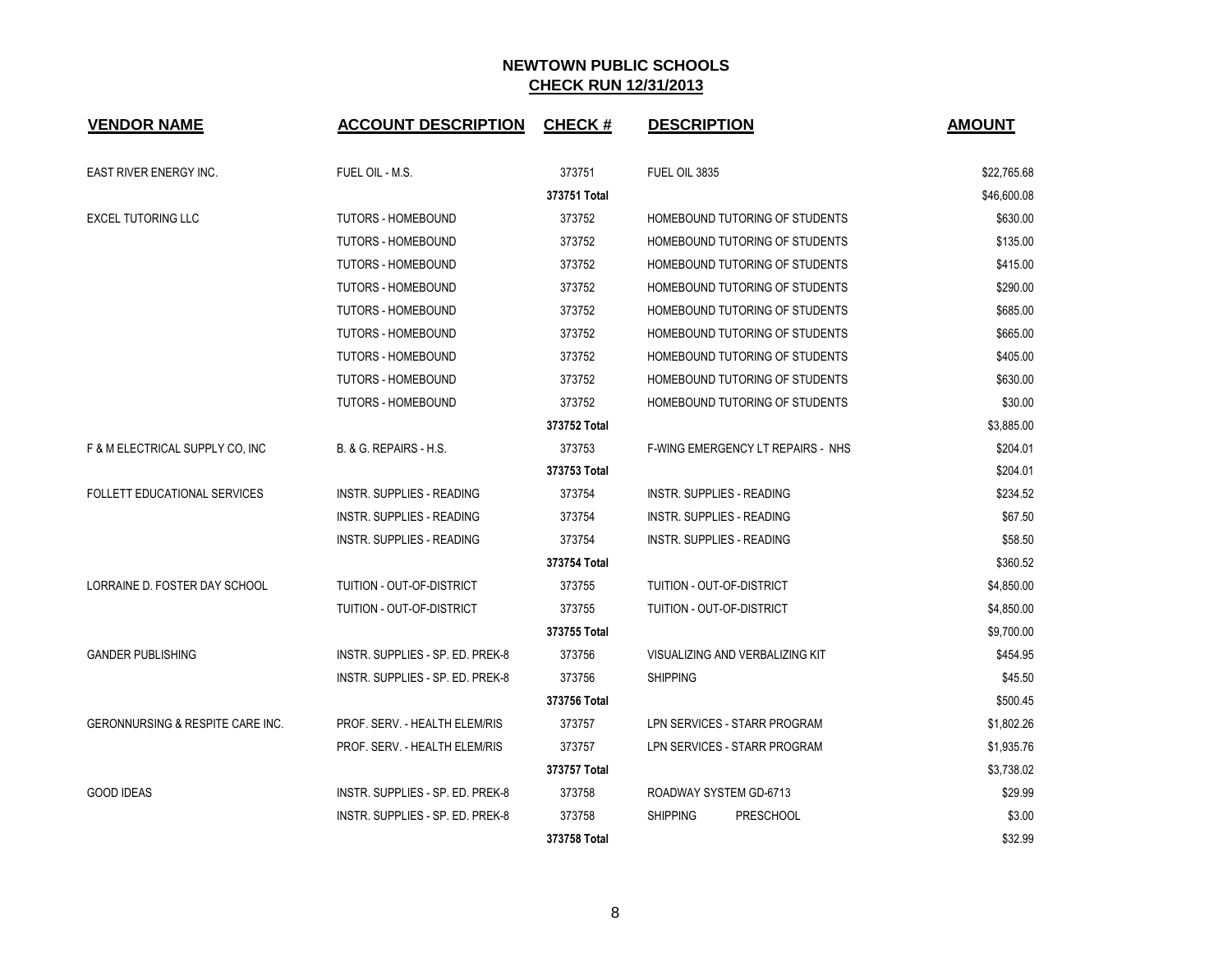# NEWTOWN PUBLIC SCHOOLS

## CHECK RUN 12/31/2013

| VENDOR NAME | ACCOUNT DESCRIPTION | CHECK # | DESCRIPTION | AMOUNT |
|---|---|---|---|---|
| EAST RIVER ENERGY INC. | FUEL OIL - M.S. | 373751 | FUEL OIL 3835 | $22,765.68 |
| | | 373751 Total | | $46,600.08 |
| EXCEL TUTORING LLC | TUTORS - HOMEBOUND | 373752 | HOMEBOUND TUTORING OF STUDENTS | $630.00 |
| | TUTORS - HOMEBOUND | 373752 | HOMEBOUND TUTORING OF STUDENTS | $135.00 |
| | TUTORS - HOMEBOUND | 373752 | HOMEBOUND TUTORING OF STUDENTS | $415.00 |
| | TUTORS - HOMEBOUND | 373752 | HOMEBOUND TUTORING OF STUDENTS | $290.00 |
| | TUTORS - HOMEBOUND | 373752 | HOMEBOUND TUTORING OF STUDENTS | $685.00 |
| | TUTORS - HOMEBOUND | 373752 | HOMEBOUND TUTORING OF STUDENTS | $665.00 |
| | TUTORS - HOMEBOUND | 373752 | HOMEBOUND TUTORING OF STUDENTS | $405.00 |
| | TUTORS - HOMEBOUND | 373752 | HOMEBOUND TUTORING OF STUDENTS | $630.00 |
| | TUTORS - HOMEBOUND | 373752 | HOMEBOUND TUTORING OF STUDENTS | $30.00 |
| | | 373752 Total | | $3,885.00 |
| F & M ELECTRICAL SUPPLY CO, INC | B. & G. REPAIRS - H.S. | 373753 | F-WING EMERGENCY LT REPAIRS - NHS | $204.01 |
| | | 373753 Total | | $204.01 |
| FOLLETT EDUCATIONAL SERVICES | INSTR. SUPPLIES - READING | 373754 | INSTR. SUPPLIES - READING | $234.52 |
| | INSTR. SUPPLIES - READING | 373754 | INSTR. SUPPLIES - READING | $67.50 |
| | INSTR. SUPPLIES - READING | 373754 | INSTR. SUPPLIES - READING | $58.50 |
| | | 373754 Total | | $360.52 |
| LORRAINE D. FOSTER DAY SCHOOL | TUITION - OUT-OF-DISTRICT | 373755 | TUITION - OUT-OF-DISTRICT | $4,850.00 |
| | TUITION - OUT-OF-DISTRICT | 373755 | TUITION - OUT-OF-DISTRICT | $4,850.00 |
| | | 373755 Total | | $9,700.00 |
| GANDER PUBLISHING | INSTR. SUPPLIES - SP. ED. PREK-8 | 373756 | VISUALIZING AND VERBALIZING KIT | $454.95 |
| | INSTR. SUPPLIES - SP. ED. PREK-8 | 373756 | SHIPPING | $45.50 |
| | | 373756 Total | | $500.45 |
| GERONNURSING & RESPITE CARE INC. | PROF. SERV. - HEALTH ELEM/RIS | 373757 | LPN SERVICES - STARR PROGRAM | $1,802.26 |
| | PROF. SERV. - HEALTH ELEM/RIS | 373757 | LPN SERVICES - STARR PROGRAM | $1,935.76 |
| | | 373757 Total | | $3,738.02 |
| GOOD IDEAS | INSTR. SUPPLIES - SP. ED. PREK-8 | 373758 | ROADWAY SYSTEM GD-6713 | $29.99 |
| | INSTR. SUPPLIES - SP. ED. PREK-8 | 373758 | SHIPPING PRESCHOOL | $3.00 |
| | | 373758 Total | | $32.99 |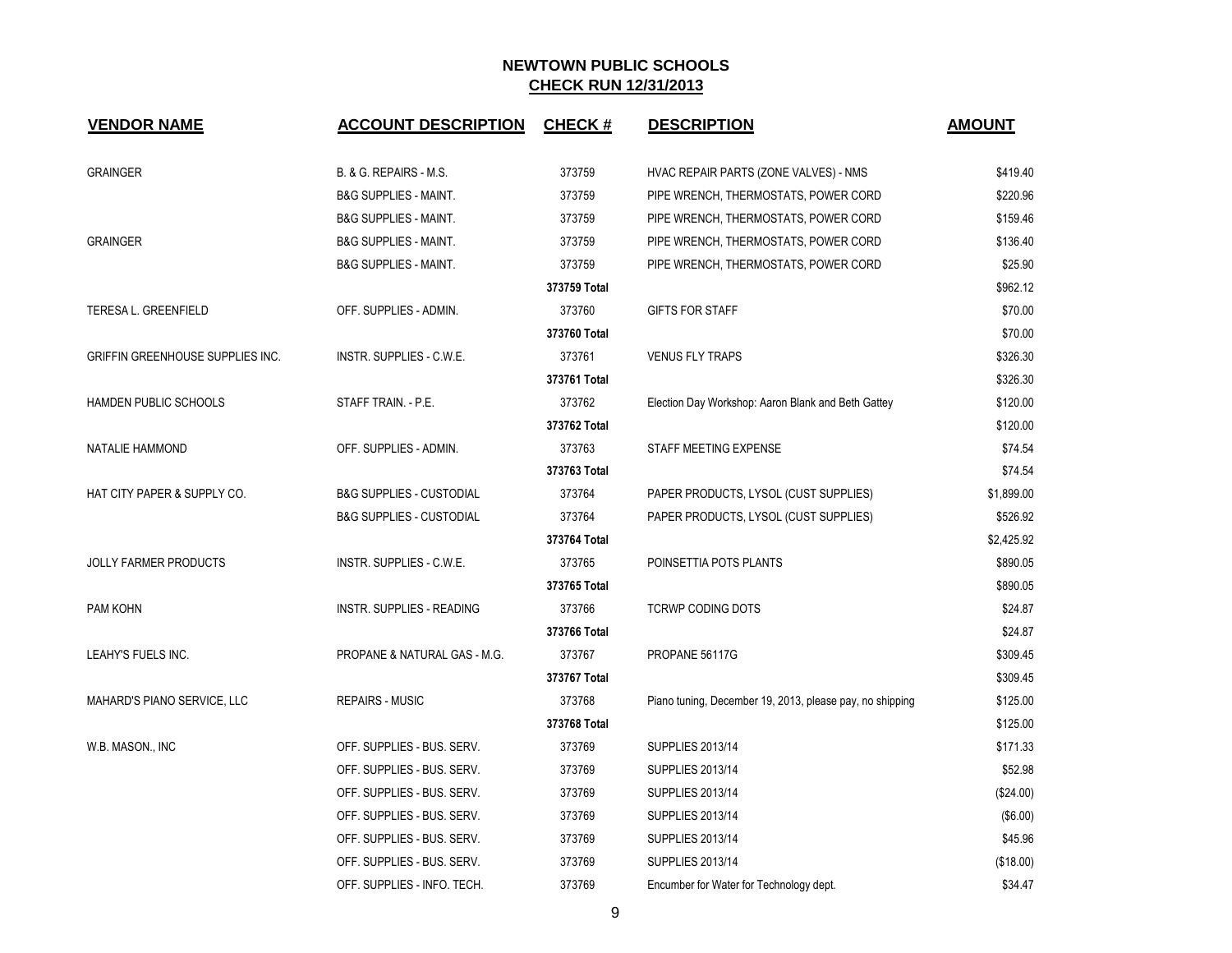# NEWTOWN PUBLIC SCHOOLS

## CHECK RUN 12/31/2013

| VENDOR NAME | ACCOUNT DESCRIPTION | CHECK # | DESCRIPTION | AMOUNT |
|---|---|---|---|---|
| GRAINGER | B. & G. REPAIRS - M.S. | 373759 | HVAC REPAIR PARTS (ZONE VALVES) - NMS | $419.40 |
| | B&G SUPPLIES - MAINT. | 373759 | PIPE WRENCH, THERMOSTATS, POWER CORD | $220.96 |
| | B&G SUPPLIES - MAINT. | 373759 | PIPE WRENCH, THERMOSTATS, POWER CORD | $159.46 |
| GRAINGER | B&G SUPPLIES - MAINT. | 373759 | PIPE WRENCH, THERMOSTATS, POWER CORD | $136.40 |
| | B&G SUPPLIES - MAINT. | 373759 | PIPE WRENCH, THERMOSTATS, POWER CORD | $25.90 |
| | | **373759 Total** | | $962.12 |
| TERESA L. GREENFIELD | OFF. SUPPLIES - ADMIN. | 373760 | GIFTS FOR STAFF | $70.00 |
| | | **373760 Total** | | $70.00 |
| GRIFFIN GREENHOUSE SUPPLIES INC. | INSTR. SUPPLIES - C.W.E. | 373761 | VENUS FLY TRAPS | $326.30 |
| | | **373761 Total** | | $326.30 |
| HAMDEN PUBLIC SCHOOLS | STAFF TRAIN. - P.E. | 373762 | Election Day Workshop: Aaron Blank and Beth Gattey | $120.00 |
| | | **373762 Total** | | $120.00 |
| NATALIE HAMMOND | OFF. SUPPLIES - ADMIN. | 373763 | STAFF MEETING EXPENSE | $74.54 |
| | | **373763 Total** | | $74.54 |
| HAT CITY PAPER & SUPPLY CO. | B&G SUPPLIES - CUSTODIAL | 373764 | PAPER PRODUCTS, LYSOL (CUST SUPPLIES) | $1,899.00 |
| | B&G SUPPLIES - CUSTODIAL | 373764 | PAPER PRODUCTS, LYSOL (CUST SUPPLIES) | $526.92 |
| | | **373764 Total** | | $2,425.92 |
| JOLLY FARMER PRODUCTS | INSTR. SUPPLIES - C.W.E. | 373765 | POINSETTIA POTS PLANTS | $890.05 |
| | | **373765 Total** | | $890.05 |
| PAM KOHN | INSTR. SUPPLIES - READING | 373766 | TCRWP CODING DOTS | $24.87 |
| | | **373766 Total** | | $24.87 |
| LEAHY'S FUELS INC. | PROPANE & NATURAL GAS - M.G. | 373767 | PROPANE 56117G | $309.45 |
| | | **373767 Total** | | $309.45 |
| MAHARD'S PIANO SERVICE, LLC | REPAIRS - MUSIC | 373768 | Piano tuning, December 19, 2013, please pay, no shipping | $125.00 |
| | | **373768 Total** | | $125.00 |
| W.B. MASON., INC | OFF. SUPPLIES - BUS. SERV. | 373769 | SUPPLIES 2013/14 | $171.33 |
| | OFF. SUPPLIES - BUS. SERV. | 373769 | SUPPLIES 2013/14 | $52.98 |
| | OFF. SUPPLIES - BUS. SERV. | 373769 | SUPPLIES 2013/14 | ($24.00) |
| | OFF. SUPPLIES - BUS. SERV. | 373769 | SUPPLIES 2013/14 | ($6.00) |
| | OFF. SUPPLIES - BUS. SERV. | 373769 | SUPPLIES 2013/14 | $45.96 |
| | OFF. SUPPLIES - BUS. SERV. | 373769 | SUPPLIES 2013/14 | ($18.00) |
| | OFF. SUPPLIES - INFO. TECH. | 373769 | Encumber for Water for Technology dept. | $34.47 |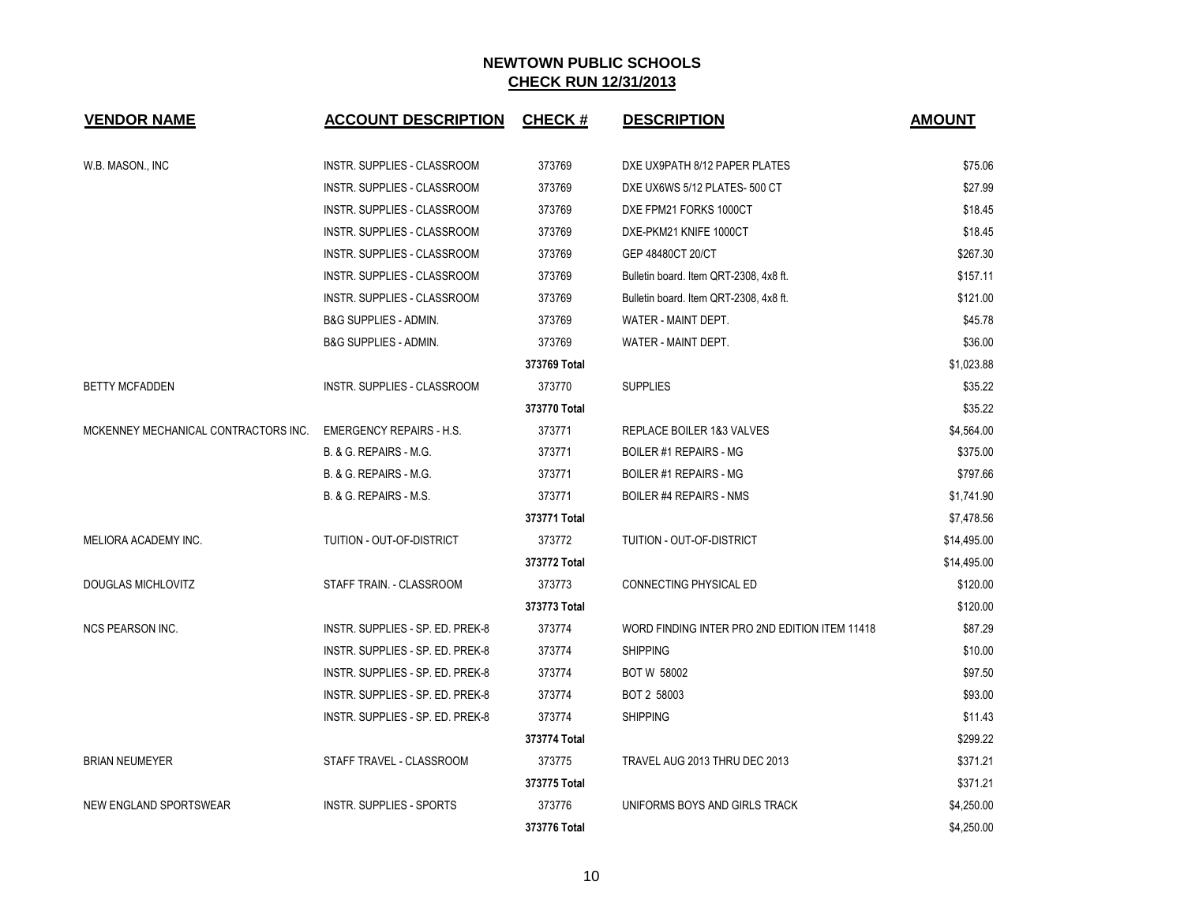# NEWTOWN PUBLIC SCHOOLS

## CHECK RUN 12/31/2013

| VENDOR NAME | ACCOUNT DESCRIPTION | CHECK # | DESCRIPTION | AMOUNT |
|---|---|---|---|---|
| W.B. MASON., INC | INSTR. SUPPLIES - CLASSROOM | 373769 | DXE UX9PATH 8/12 PAPER PLATES | $75.06 |
| | INSTR. SUPPLIES - CLASSROOM | 373769 | DXE UX6WS 5/12 PLATES- 500 CT | $27.99 |
| | INSTR. SUPPLIES - CLASSROOM | 373769 | DXE FPM21 FORKS 1000CT | $18.45 |
| | INSTR. SUPPLIES - CLASSROOM | 373769 | DXE-PKM21 KNIFE 1000CT | $18.45 |
| | INSTR. SUPPLIES - CLASSROOM | 373769 | GEP 48480CT 20/CT | $267.30 |
| | INSTR. SUPPLIES - CLASSROOM | 373769 | Bulletin board. Item QRT-2308, 4x8 ft. | $157.11 |
| | INSTR. SUPPLIES - CLASSROOM | 373769 | Bulletin board. Item QRT-2308, 4x8 ft. | $121.00 |
| | B&G SUPPLIES - ADMIN. | 373769 | WATER - MAINT DEPT. | $45.78 |
| | B&G SUPPLIES - ADMIN. | 373769 | WATER - MAINT DEPT. | $36.00 |
| | | **373769 Total** | | $1,023.88 |
| BETTY MCFADDEN | INSTR. SUPPLIES - CLASSROOM | 373770 | SUPPLIES | $35.22 |
| | | **373770 Total** | | $35.22 |
| MCKENNEY MECHANICAL CONTRACTORS INC. | EMERGENCY REPAIRS - H.S. | 373771 | REPLACE BOILER 1&3 VALVES | $4,564.00 |
| | B. & G. REPAIRS - M.G. | 373771 | BOILER #1 REPAIRS - MG | $375.00 |
| | B. & G. REPAIRS - M.G. | 373771 | BOILER #1 REPAIRS - MG | $797.66 |
| | B. & G. REPAIRS - M.S. | 373771 | BOILER #4 REPAIRS - NMS | $1,741.90 |
| | | **373771 Total** | | $7,478.56 |
| MELIORA ACADEMY INC. | TUITION - OUT-OF-DISTRICT | 373772 | TUITION - OUT-OF-DISTRICT | $14,495.00 |
| | | **373772 Total** | | $14,495.00 |
| DOUGLAS MICHLOVITZ | STAFF TRAIN. - CLASSROOM | 373773 | CONNECTING PHYSICAL ED | $120.00 |
| | | **373773 Total** | | $120.00 |
| NCS PEARSON INC. | INSTR. SUPPLIES - SP. ED. PREK-8 | 373774 | WORD FINDING INTER PRO 2ND EDITION ITEM 11418 | $87.29 |
| | INSTR. SUPPLIES - SP. ED. PREK-8 | 373774 | SHIPPING | $10.00 |
| | INSTR. SUPPLIES - SP. ED. PREK-8 | 373774 | BOT W 58002 | $97.50 |
| | INSTR. SUPPLIES - SP. ED. PREK-8 | 373774 | BOT 2 58003 | $93.00 |
| | INSTR. SUPPLIES - SP. ED. PREK-8 | 373774 | SHIPPING | $11.43 |
| | | **373774 Total** | | $299.22 |
| BRIAN NEUMEYER | STAFF TRAVEL - CLASSROOM | 373775 | TRAVEL AUG 2013 THRU DEC 2013 | $371.21 |
| | | **373775 Total** | | $371.21 |
| NEW ENGLAND SPORTSWEAR | INSTR. SUPPLIES - SPORTS | 373776 | UNIFORMS BOYS AND GIRLS TRACK | $4,250.00 |
| | | **373776 Total** | | $4,250.00 |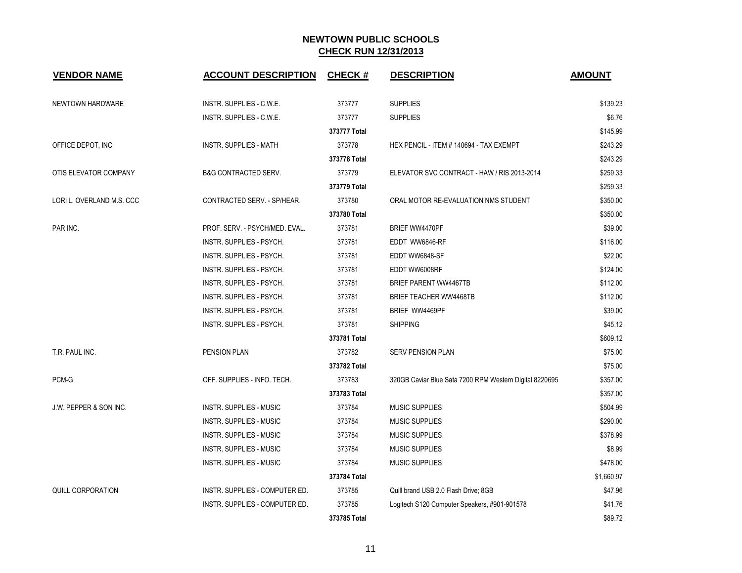# NEWTOWN PUBLIC SCHOOLS

## CHECK RUN 12/31/2013

| VENDOR NAME | ACCOUNT DESCRIPTION | CHECK # | DESCRIPTION | AMOUNT |
|---|---|---|---|---|
| NEWTOWN HARDWARE | INSTR. SUPPLIES - C.W.E. | 373777 | SUPPLIES | $139.23 |
| | INSTR. SUPPLIES - C.W.E. | 373777 | SUPPLIES | $6.76 |
| | | **373777 Total** | | $145.99 |
| OFFICE DEPOT, INC | INSTR. SUPPLIES - MATH | 373778 | HEX PENCIL - ITEM # 140694 - TAX EXEMPT | $243.29 |
| | | **373778 Total** | | $243.29 |
| OTIS ELEVATOR COMPANY | B&G CONTRACTED SERV. | 373779 | ELEVATOR SVC CONTRACT - HAW / RIS 2013-2014 | $259.33 |
| | | **373779 Total** | | $259.33 |
| LORI L. OVERLAND M.S. CCC | CONTRACTED SERV. - SP/HEAR. | 373780 | ORAL MOTOR RE-EVALUATION NMS STUDENT | $350.00 |
| | | **373780 Total** | | $350.00 |
| PAR INC. | PROF. SERV. - PSYCH/MED. EVAL. | 373781 | BRIEF WW4470PF | $39.00 |
| | INSTR. SUPPLIES - PSYCH. | 373781 | EDDT WW6846-RF | $116.00 |
| | INSTR. SUPPLIES - PSYCH. | 373781 | EDDT WW6848-SF | $22.00 |
| | INSTR. SUPPLIES - PSYCH. | 373781 | EDDT WW6008RF | $124.00 |
| | INSTR. SUPPLIES - PSYCH. | 373781 | BRIEF PARENT WW4467TB | $112.00 |
| | INSTR. SUPPLIES - PSYCH. | 373781 | BRIEF TEACHER WW4468TB | $112.00 |
| | INSTR. SUPPLIES - PSYCH. | 373781 | BRIEF WW4469PF | $39.00 |
| | INSTR. SUPPLIES - PSYCH. | 373781 | SHIPPING | $45.12 |
| | | **373781 Total** | | $609.12 |
| T.R. PAUL INC. | PENSION PLAN | 373782 | SERV PENSION PLAN | $75.00 |
| | | **373782 Total** | | $75.00 |
| PCM-G | OFF. SUPPLIES - INFO. TECH. | 373783 | 320GB Caviar Blue Sata 7200 RPM Western Digital 8220695 | $357.00 |
| | | **373783 Total** | | $357.00 |
| J.W. PEPPER & SON INC. | INSTR. SUPPLIES - MUSIC | 373784 | MUSIC SUPPLIES | $504.99 |
| | INSTR. SUPPLIES - MUSIC | 373784 | MUSIC SUPPLIES | $290.00 |
| | INSTR. SUPPLIES - MUSIC | 373784 | MUSIC SUPPLIES | $378.99 |
| | INSTR. SUPPLIES - MUSIC | 373784 | MUSIC SUPPLIES | $8.99 |
| | INSTR. SUPPLIES - MUSIC | 373784 | MUSIC SUPPLIES | $478.00 |
| | | **373784 Total** | | $1,660.97 |
| QUILL CORPORATION | INSTR. SUPPLIES - COMPUTER ED. | 373785 | Quill brand USB 2.0 Flash Drive; 8GB | $47.96 |
| | INSTR. SUPPLIES - COMPUTER ED. | 373785 | Logitech S120 Computer Speakers, #901-901578 | $41.76 |
| | | **373785 Total** | | $89.72 |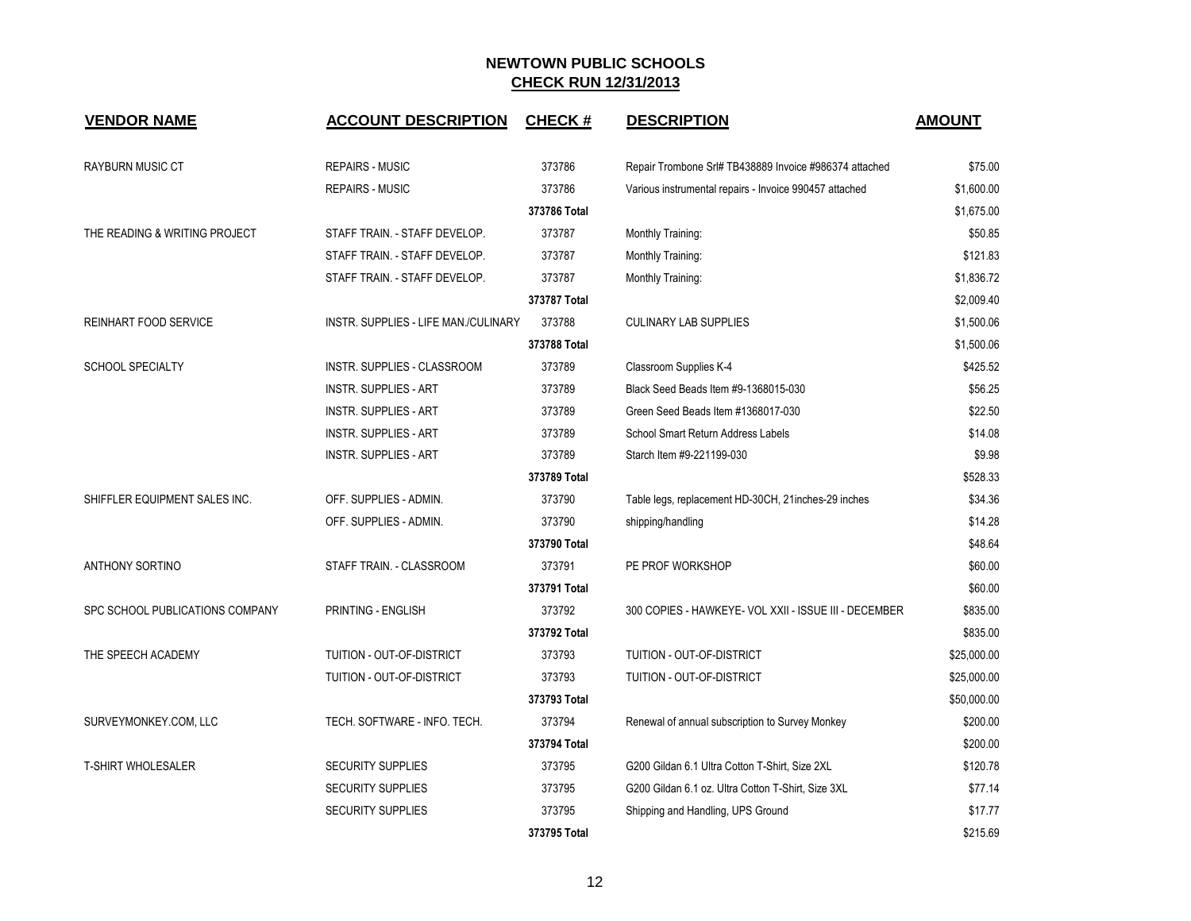# NEWTOWN PUBLIC SCHOOLS
## CHECK RUN 12/31/2013

| VENDOR NAME | ACCOUNT DESCRIPTION | CHECK # | DESCRIPTION | AMOUNT |
|---|---|---|---|---|
| RAYBURN MUSIC CT | REPAIRS - MUSIC | 373786 | Repair Trombone Srl# TB438889 Invoice #986374 attached | $75.00 |
| | REPAIRS - MUSIC | 373786 | Various instrumental repairs - Invoice 990457 attached | $1,600.00 |
| | | **373786 Total** | | $1,675.00 |
| THE READING & WRITING PROJECT | STAFF TRAIN. - STAFF DEVELOP. | 373787 | Monthly Training: | $50.85 |
| | STAFF TRAIN. - STAFF DEVELOP. | 373787 | Monthly Training: | $121.83 |
| | STAFF TRAIN. - STAFF DEVELOP. | 373787 | Monthly Training: | $1,836.72 |
| | | **373787 Total** | | $2,009.40 |
| REINHART FOOD SERVICE | INSTR. SUPPLIES - LIFE MAN./CULINARY | 373788 | CULINARY LAB SUPPLIES | $1,500.06 |
| | | **373788 Total** | | $1,500.06 |
| SCHOOL SPECIALTY | INSTR. SUPPLIES - CLASSROOM | 373789 | Classroom Supplies K-4 | $425.52 |
| | INSTR. SUPPLIES - ART | 373789 | Black Seed Beads Item #9-1368015-030 | $56.25 |
| | INSTR. SUPPLIES - ART | 373789 | Green Seed Beads Item #1368017-030 | $22.50 |
| | INSTR. SUPPLIES - ART | 373789 | School Smart Return Address Labels | $14.08 |
| | INSTR. SUPPLIES - ART | 373789 | Starch Item #9-221199-030 | $9.98 |
| | | **373789 Total** | | $528.33 |
| SHIFFLER EQUIPMENT SALES INC. | OFF. SUPPLIES - ADMIN. | 373790 | Table legs, replacement HD-30CH, 21inches-29 inches | $34.36 |
| | OFF. SUPPLIES - ADMIN. | 373790 | shipping/handling | $14.28 |
| | | **373790 Total** | | $48.64 |
| ANTHONY SORTINO | STAFF TRAIN. - CLASSROOM | 373791 | PE PROF WORKSHOP | $60.00 |
| | | **373791 Total** | | $60.00 |
| SPC SCHOOL PUBLICATIONS COMPANY | PRINTING - ENGLISH | 373792 | 300 COPIES - HAWKEYE- VOL XXII - ISSUE III - DECEMBER | $835.00 |
| | | **373792 Total** | | $835.00 |
| THE SPEECH ACADEMY | TUITION - OUT-OF-DISTRICT | 373793 | TUITION - OUT-OF-DISTRICT | $25,000.00 |
| | TUITION - OUT-OF-DISTRICT | 373793 | TUITION - OUT-OF-DISTRICT | $25,000.00 |
| | | **373793 Total** | | $50,000.00 |
| SURVEYMONKEY.COM, LLC | TECH. SOFTWARE - INFO. TECH. | 373794 | Renewal of annual subscription to Survey Monkey | $200.00 |
| | | **373794 Total** | | $200.00 |
| T-SHIRT WHOLESALER | SECURITY SUPPLIES | 373795 | G200 Gildan 6.1 Ultra Cotton T-Shirt, Size 2XL | $120.78 |
| | SECURITY SUPPLIES | 373795 | G200 Gildan 6.1 oz. Ultra Cotton T-Shirt, Size 3XL | $77.14 |
| | SECURITY SUPPLIES | 373795 | Shipping and Handling, UPS Ground | $17.77 |
| | | **373795 Total** | | $215.69 |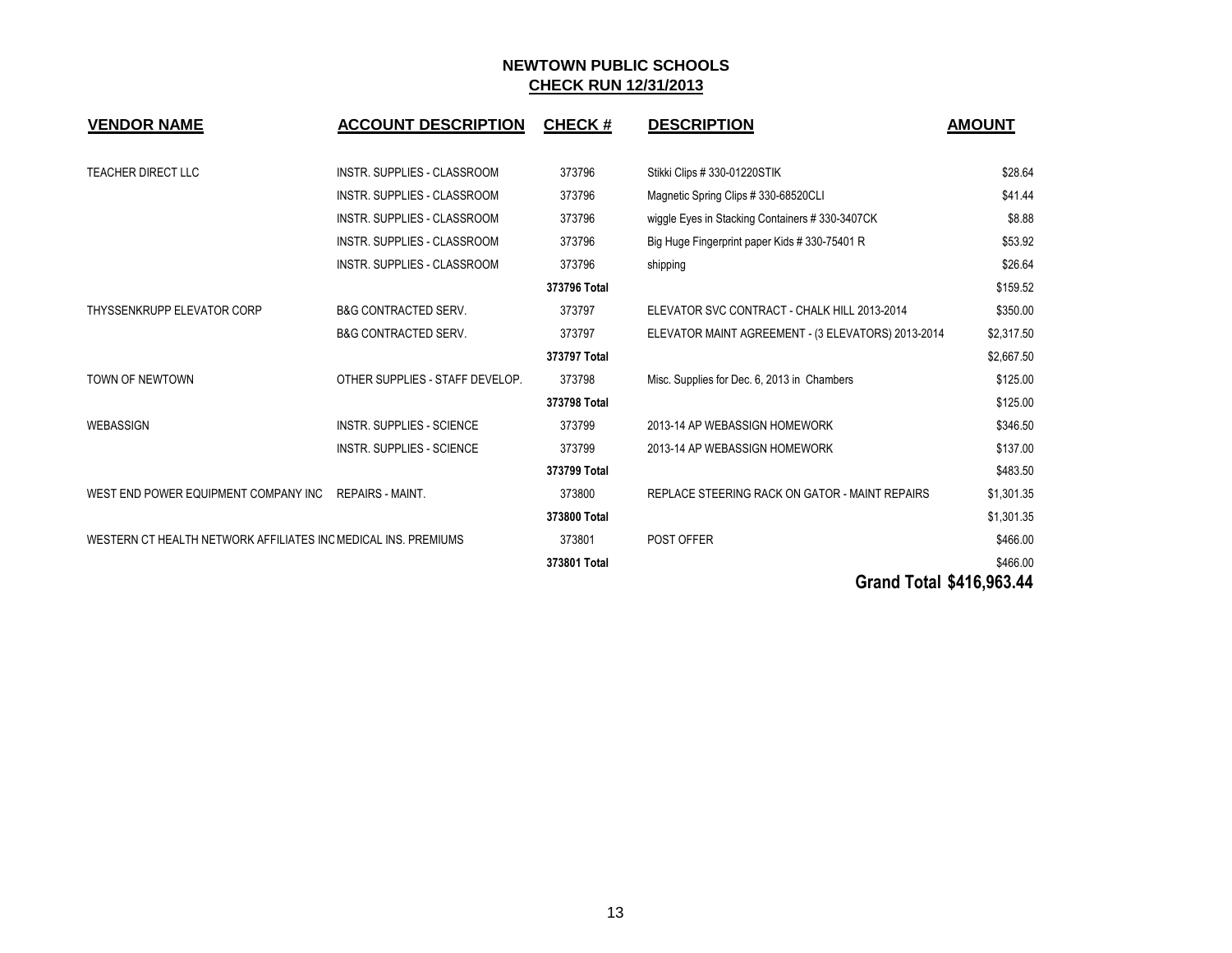## NEWTOWN PUBLIC SCHOOLS

## CHECK RUN 12/31/2013

| VENDOR NAME | ACCOUNT DESCRIPTION | CHECK # | DESCRIPTION | AMOUNT |
|---|---|---|---|---|
| TEACHER DIRECT LLC | INSTR. SUPPLIES - CLASSROOM | 373796 | Stikki Clips # 330-01220STIK | $28.64 |
| | INSTR. SUPPLIES - CLASSROOM | 373796 | Magnetic Spring Clips # 330-68520CLI | $41.44 |
| | INSTR. SUPPLIES - CLASSROOM | 373796 | wiggle Eyes in Stacking Containers # 330-3407CK | $8.88 |
| | INSTR. SUPPLIES - CLASSROOM | 373796 | Big Huge Fingerprint paper Kids # 330-75401 R | $53.92 |
| | INSTR. SUPPLIES - CLASSROOM | 373796 | shipping | $26.64 |
| | | **373796 Total** | | $159.52 |
| THYSSENKRUPP ELEVATOR CORP | B&G CONTRACTED SERV. | 373797 | ELEVATOR SVC CONTRACT - CHALK HILL 2013-2014 | $350.00 |
| | B&G CONTRACTED SERV. | 373797 | ELEVATOR MAINT AGREEMENT - (3 ELEVATORS) 2013-2014 | $2,317.50 |
| | | **373797 Total** | | $2,667.50 |
| TOWN OF NEWTOWN | OTHER SUPPLIES - STAFF DEVELOP. | 373798 | Misc. Supplies for Dec. 6, 2013 in Chambers | $125.00 |
| | | **373798 Total** | | $125.00 |
| WEBASSIGN | INSTR. SUPPLIES - SCIENCE | 373799 | 2013-14 AP WEBASSIGN HOMEWORK | $346.50 |
| | INSTR. SUPPLIES - SCIENCE | 373799 | 2013-14 AP WEBASSIGN HOMEWORK | $137.00 |
| | | **373799 Total** | | $483.50 |
| WEST END POWER EQUIPMENT COMPANY INC | REPAIRS - MAINT. | 373800 | REPLACE STEERING RACK ON GATOR - MAINT REPAIRS | $1,301.35 |
| | | **373800 Total** | | $1,301.35 |
| WESTERN CT HEALTH NETWORK AFFILIATES INC | MEDICAL INS. PREMIUMS | 373801 | POST OFFER | $466.00 |
| | | **373801 Total** | | $466.00 |
| | | | **Grand Total** | **$416,963.44** |